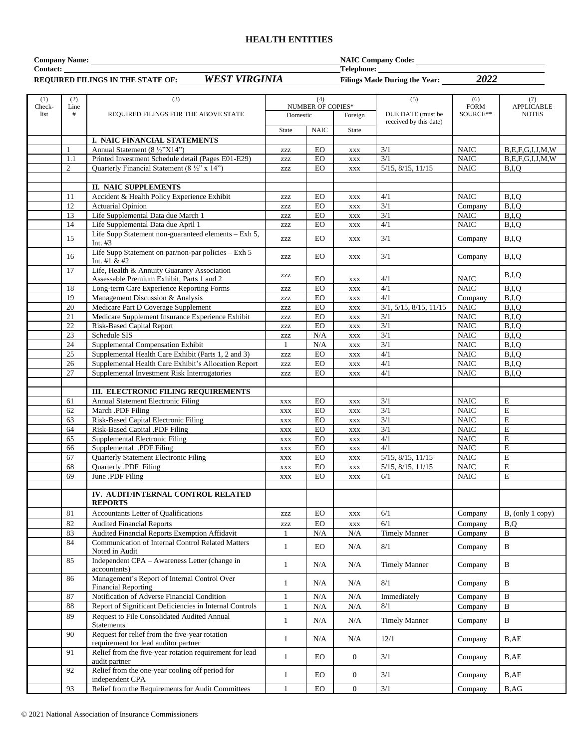# HEALTH ENTITIES

**Company Name:** ______________________ **NAIC Company Code:** ______________________

**Contact:** ______________________ **Telephone:** ______________________

**REQUIRED FILINGS IN THE STATE OF:** ***WEST VIRGINIA*** **Filings Made During the Year:** ***2022***

| (1) Check-list | (2) Line # | (3) REQUIRED FILINGS FOR THE ABOVE STATE | (4) NUMBER OF COPIES* Domestic | | | (5) DUE DATE (must be received by this date) | (6) FORM SOURCE** | (7) APPLICABLE NOTES |
|---|---|---|---|---|---|---|---|---|
| | | | State | NAIC | Foreign State | | | |
| | | **I. NAIC FINANCIAL STATEMENTS** | | | | | | |
| | 1 | Annual Statement (8 ½"X14") | zzz | EO | xxx | 3/1 | NAIC | B,E,F,G,I,J,M,W |
| | 1.1 | Printed Investment Schedule detail (Pages E01-E29) | zzz | EO | xxx | 3/1 | NAIC | B,E,F,G,I,J,M,W |
| | 2 | Quarterly Financial Statement (8 ½" x 14") | zzz | EO | xxx | 5/15, 8/15, 11/15 | NAIC | B,I,Q |
| | | | | | | | | |
| | | **II. NAIC SUPPLEMENTS** | | | | | | |
| | 11 | Accident & Health Policy Experience Exhibit | zzz | EO | xxx | 4/1 | NAIC | B,I,Q |
| | 12 | Actuarial Opinion | zzz | EO | xxx | 3/1 | Company | B,I,Q |
| | 13 | Life Supplemental Data due March 1 | zzz | EO | xxx | 3/1 | NAIC | B,I,Q |
| | 14 | Life Supplemental Data due April 1 | zzz | EO | xxx | 4/1 | NAIC | B,I,Q |
| | 15 | Life Supp Statement non-guaranteed elements – Exh 5, Int. #3 | zzz | EO | xxx | 3/1 | Company | B,I,Q |
| | 16 | Life Supp Statement on par/non-par policies – Exh 5 Int. #1 & #2 | zzz | EO | xxx | 3/1 | Company | B,I,Q |
| | 17 | Life, Health & Annuity Guaranty Association Assessable Premium Exhibit, Parts 1 and 2 | zzz | EO | xxx | 4/1 | NAIC | B,I,Q |
| | 18 | Long-term Care Experience Reporting Forms | zzz | EO | xxx | 4/1 | NAIC | B,I,Q |
| | 19 | Management Discussion & Analysis | zzz | EO | xxx | 4/1 | Company | B,I,Q |
| | 20 | Medicare Part D Coverage Supplement | zzz | EO | xxx | 3/1, 5/15, 8/15, 11/15 | NAIC | B,I,Q |
| | 21 | Medicare Supplement Insurance Experience Exhibit | zzz | EO | xxx | 3/1 | NAIC | B,I,Q |
| | 22 | Risk-Based Capital Report | zzz | EO | xxx | 3/1 | NAIC | B,I,Q |
| | 23 | Schedule SIS | zzz | N/A | xxx | 3/1 | NAIC | B,I,Q |
| | 24 | Supplemental Compensation Exhibit | 1 | N/A | xxx | 3/1 | NAIC | B,I,Q |
| | 25 | Supplemental Health Care Exhibit (Parts 1, 2 and 3) | zzz | EO | xxx | 4/1 | NAIC | B,I,Q |
| | 26 | Supplemental Health Care Exhibit's Allocation Report | zzz | EO | xxx | 4/1 | NAIC | B,I,Q |
| | 27 | Supplemental Investment Risk Interrogatories | zzz | EO | xxx | 4/1 | NAIC | B,I,Q |
| | | | | | | | | |
| | | **III. ELECTRONIC FILING REQUIREMENTS** | | | | | | |
| | 61 | Annual Statement Electronic Filing | xxx | EO | xxx | 3/1 | NAIC | E |
| | 62 | March .PDF Filing | xxx | EO | xxx | 3/1 | NAIC | E |
| | 63 | Risk-Based Capital Electronic Filing | xxx | EO | xxx | 3/1 | NAIC | E |
| | 64 | Risk-Based Capital .PDF Filing | xxx | EO | xxx | 3/1 | NAIC | E |
| | 65 | Supplemental Electronic Filing | xxx | EO | xxx | 4/1 | NAIC | E |
| | 66 | Supplemental .PDF Filing | xxx | EO | xxx | 4/1 | NAIC | E |
| | 67 | Quarterly Statement Electronic Filing | xxx | EO | xxx | 5/15, 8/15, 11/15 | NAIC | E |
| | 68 | Quarterly .PDF Filing | xxx | EO | xxx | 5/15, 8/15, 11/15 | NAIC | E |
| | 69 | June .PDF Filing | xxx | EO | xxx | 6/1 | NAIC | E |
| | | | | | | | | |
| | | **IV. AUDIT/INTERNAL CONTROL RELATED REPORTS** | | | | | | |
| | 81 | Accountants Letter of Qualifications | zzz | EO | xxx | 6/1 | Company | B, (only 1 copy) |
| | 82 | Audited Financial Reports | zzz | EO | xxx | 6/1 | Company | B,Q |
| | 83 | Audited Financial Reports Exemption Affidavit | 1 | N/A | N/A | Timely Manner | Company | B |
| | 84 | Communication of Internal Control Related Matters Noted in Audit | 1 | EO | N/A | 8/1 | Company | B |
| | 85 | Independent CPA – Awareness Letter (change in accountants) | 1 | N/A | N/A | Timely Manner | Company | B |
| | 86 | Management's Report of Internal Control Over Financial Reporting | 1 | N/A | N/A | 8/1 | Company | B |
| | 87 | Notification of Adverse Financial Condition | 1 | N/A | N/A | Immediately | Company | B |
| | 88 | Report of Significant Deficiencies in Internal Controls | 1 | N/A | N/A | 8/1 | Company | B |
| | 89 | Request to File Consolidated Audited Annual Statements | 1 | N/A | N/A | Timely Manner | Company | B |
| | 90 | Request for relief from the five-year rotation requirement for lead auditor partner | 1 | N/A | N/A | 12/1 | Company | B,AE |
| | 91 | Relief from the five-year rotation requirement for lead audit partner | 1 | EO | 0 | 3/1 | Company | B,AE |
| | 92 | Relief from the one-year cooling off period for independent CPA | 1 | EO | 0 | 3/1 | Company | B,AF |
| | 93 | Relief from the Requirements for Audit Committees | 1 | EO | 0 | 3/1 | Company | B,AG |

© 2021 National Association of Insurance Commissioners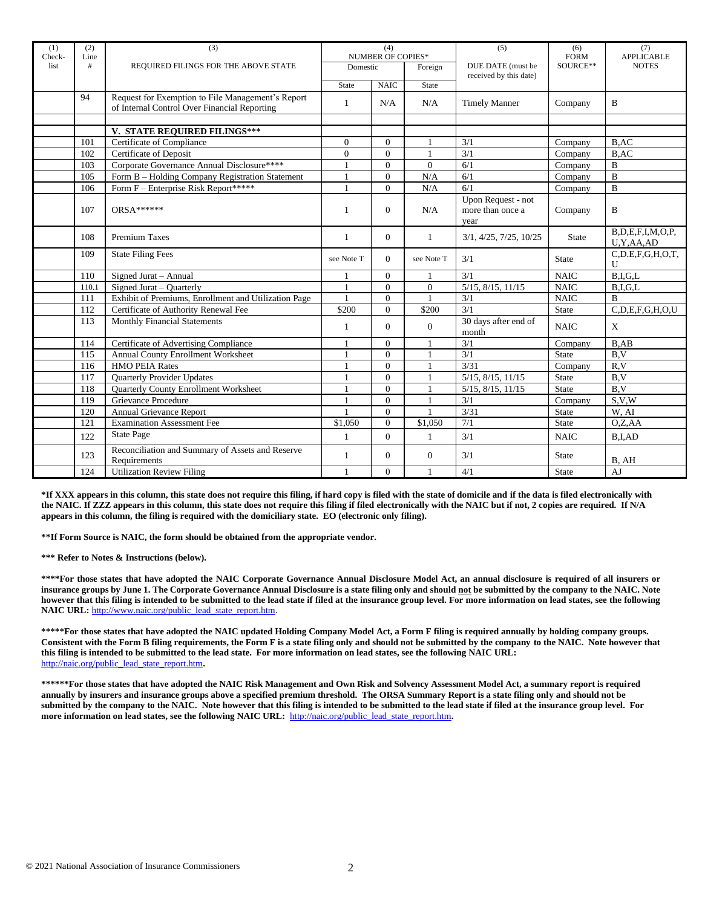| (1) Check-list | (2) Line # | (3) REQUIRED FILINGS FOR THE ABOVE STATE | (4) NUMBER OF COPIES* | | | (5) DUE DATE (must be received by this date) | (6) FORM SOURCE** | (7) APPLICABLE NOTES |
|---|---|---|---|---|---|---|---|---|
| | | | Domestic | | Foreign | | | |
| | | | State | NAIC | State | | | |
| | 94 | Request for Exemption to File Management's Report of Internal Control Over Financial Reporting | 1 | N/A | N/A | Timely Manner | Company | B |
| | | | | | | | | |
| | | **V. STATE REQUIRED FILINGS*** ** | | | | | | |
| | 101 | Certificate of Compliance | 0 | 0 | 1 | 3/1 | Company | B,AC |
| | 102 | Certificate of Deposit | 0 | 0 | 1 | 3/1 | Company | B,AC |
| | 103 | Corporate Governance Annual Disclosure**** | 1 | 0 | 0 | 6/1 | Company | B |
| | 105 | Form B – Holding Company Registration Statement | 1 | 0 | N/A | 6/1 | Company | B |
| | 106 | Form F – Enterprise Risk Report***** | 1 | 0 | N/A | 6/1 | Company | B |
| | 107 | ORSA****** | 1 | 0 | N/A | Upon Request - not more than once a year | Company | B |
| | 108 | Premium Taxes | 1 | 0 | 1 | 3/1, 4/25, 7/25, 10/25 | State | B,D,E,F,I,M,O,P, U,Y,AA,AD |
| | 109 | State Filing Fees | see Note T | 0 | see Note T | 3/1 | State | C,D,E,F,G,H,O,T, U |
| | 110 | Signed Jurat – Annual | 1 | 0 | 1 | 3/1 | NAIC | B,I,G,L |
| | 110.1 | Signed Jurat – Quarterly | 1 | 0 | 0 | 5/15, 8/15, 11/15 | NAIC | B,I,G,L |
| | 111 | Exhibit of Premiums, Enrollment and Utilization Page | 1 | 0 | 1 | 3/1 | NAIC | B |
| | 112 | Certificate of Authority Renewal Fee | $200 | 0 | $200 | 3/1 | State | C,D,E,F,G,H,O,U |
| | 113 | Monthly Financial Statements | 1 | 0 | 0 | 30 days after end of month | NAIC | X |
| | 114 | Certificate of Advertising Compliance | 1 | 0 | 1 | 3/1 | Company | B,AB |
| | 115 | Annual County Enrollment Worksheet | 1 | 0 | 1 | 3/1 | State | B,V |
| | 116 | HMO PEIA Rates | 1 | 0 | 1 | 3/31 | Company | R,V |
| | 117 | Quarterly Provider Updates | 1 | 0 | 1 | 5/15, 8/15, 11/15 | State | B,V |
| | 118 | Quarterly County Enrollment Worksheet | 1 | 0 | 1 | 5/15, 8/15, 11/15 | State | B,V |
| | 119 | Grievance Procedure | 1 | 0 | 1 | 3/1 | Company | S,V,W |
| | 120 | Annual Grievance Report | 1 | 0 | 1 | 3/31 | State | W, AI |
| | 121 | Examination Assessment Fee | $1,050 | 0 | $1,050 | 7/1 | State | O,Z,AA |
| | 122 | State Page | 1 | 0 | 1 | 3/1 | NAIC | B,I,AD |
| | 123 | Reconciliation and Summary of Assets and Reserve Requirements | 1 | 0 | 0 | 3/1 | State | B, AH |
| | 124 | Utilization Review Filing | 1 | 0 | 1 | 4/1 | State | AJ |

**\*If XXX appears in this column, this state does not require this filing, if hard copy is filed with the state of domicile and if the data is filed electronically with the NAIC. If ZZZ appears in this column, this state does not require this filing if filed electronically with the NAIC but if not, 2 copies are required. If N/A appears in this column, the filing is required with the domiciliary state. EO (electronic only filing).**

**\*\*If Form Source is NAIC, the form should be obtained from the appropriate vendor.**

**\*\*\* Refer to Notes & Instructions (below).**

**\*\*\*\*For those states that have adopted the NAIC Corporate Governance Annual Disclosure Model Act, an annual disclosure is required of all insurers or insurance groups by June 1. The Corporate Governance Annual Disclosure is a state filing only and should <u>not</u> be submitted by the company to the NAIC. Note however that this filing is intended to be submitted to the lead state if filed at the insurance group level. For more information on lead states, see the following NAIC URL:** http://www.naic.org/public_lead_state_report.htm.

**\*\*\*\*\*For those states that have adopted the NAIC updated Holding Company Model Act, a Form F filing is required annually by holding company groups. Consistent with the Form B filing requirements, the Form F is a state filing only and should not be submitted by the company to the NAIC. Note however that this filing is intended to be submitted to the lead state. For more information on lead states, see the following NAIC URL:** http://naic.org/public_lead_state_report.htm**.**

**\*\*\*\*\*\*For those states that have adopted the NAIC Risk Management and Own Risk and Solvency Assessment Model Act, a summary report is required annually by insurers and insurance groups above a specified premium threshold. The ORSA Summary Report is a state filing only and should not be submitted by the company to the NAIC. Note however that this filing is intended to be submitted to the lead state if filed at the insurance group level. For more information on lead states, see the following NAIC URL:** http://naic.org/public_lead_state_report.htm**.**

© 2021 National Association of Insurance Commissioners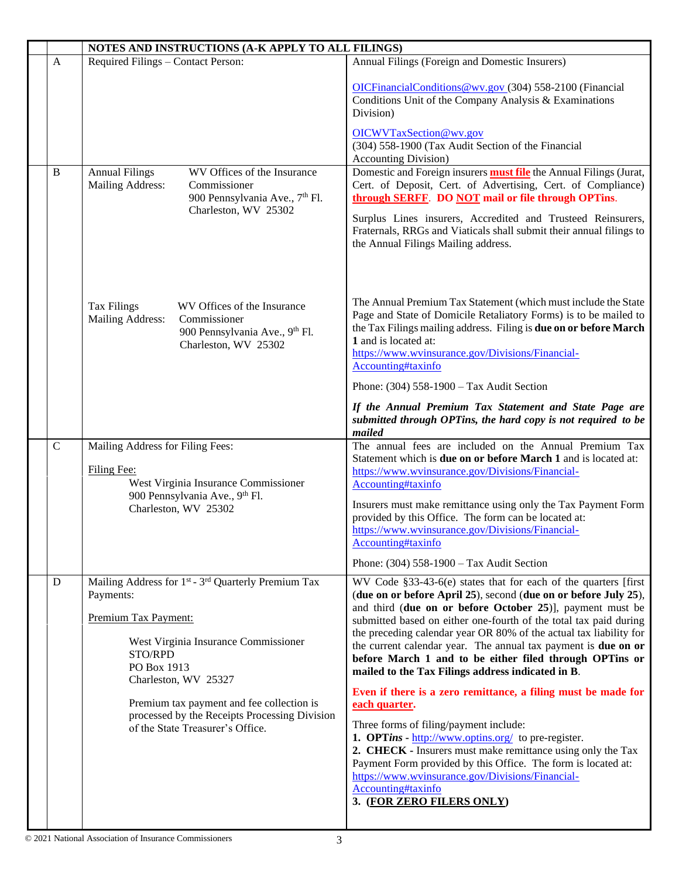| | | NOTES AND INSTRUCTIONS (A-K APPLY TO ALL FILINGS) | |
|---|---|---|---|
| | A | Required Filings – Contact Person: | Annual Filings (Foreign and Domestic Insurers)<br><br>OICFinancialConditions@wv.gov (304) 558-2100 (Financial Conditions Unit of the Company Analysis & Examinations Division)<br><br>OICWVTaxSection@wv.gov<br>(304) 558-1900 (Tax Audit Section of the Financial Accounting Division) |
| | B | Annual Filings Mailing Address: WV Offices of the Insurance Commissioner<br>900 Pennsylvania Ave., 7th Fl.<br>Charleston, WV 25302<br><br>Tax Filings Mailing Address: WV Offices of the Insurance Commissioner<br>900 Pennsylvania Ave., 9th Fl.<br>Charleston, WV 25302 | Domestic and Foreign insurers **must file** the Annual Filings (Jurat, Cert. of Deposit, Cert. of Advertising, Cert. of Compliance) **through SERFF**. **DO NOT mail or file through OPTins**.<br><br>Surplus Lines insurers, Accredited and Trusteed Reinsurers, Fraternals, RRGs and Viaticals shall submit their annual filings to the Annual Filings Mailing address.<br><br>The Annual Premium Tax Statement (which must include the State Page and State of Domicile Retaliatory Forms) is to be mailed to the Tax Filings mailing address. Filing is **due on or before March 1** and is located at:<br>https://www.wvinsurance.gov/Divisions/Financial-Accounting#taxinfo<br><br>Phone: (304) 558-1900 – Tax Audit Section<br><br>***If the Annual Premium Tax Statement and State Page are submitted through OPTins, the hard copy is not required to be mailed*** |
| | C | Mailing Address for Filing Fees:<br><br>Filing Fee:<br>West Virginia Insurance Commissioner<br>900 Pennsylvania Ave., 9th Fl.<br>Charleston, WV 25302 | The annual fees are included on the Annual Premium Tax Statement which is **due on or before March 1** and is located at:<br>https://www.wvinsurance.gov/Divisions/Financial-Accounting#taxinfo<br><br>Insurers must make remittance using only the Tax Payment Form provided by this Office. The form can be located at:<br>https://www.wvinsurance.gov/Divisions/Financial-Accounting#taxinfo<br><br>Phone: (304) 558-1900 – Tax Audit Section |
| | D | Mailing Address for 1st - 3rd Quarterly Premium Tax Payments:<br><br>Premium Tax Payment:<br><br>West Virginia Insurance Commissioner<br>STO/RPD<br>PO Box 1913<br>Charleston, WV 25327<br><br>Premium tax payment and fee collection is processed by the Receipts Processing Division of the State Treasurer's Office. | WV Code §33-43-6(e) states that for each of the quarters [first (**due on or before April 25**), second (**due on or before July 25**), and third (**due on or before October 25**)], payment must be submitted based on either one-fourth of the total tax paid during the preceding calendar year OR 80% of the actual tax liability for the current calendar year. The annual tax payment is **due on or before March 1 and is to be either filed through OPTins or mailed to the Tax Filings address indicated in B**.<br><br>**Even if there is a zero remittance, a filing must be made for each quarter.**<br><br>Three forms of filing/payment include:<br>**1. OPT*ins*** - http://www.optins.org/ to pre-register.<br>**2. CHECK** - Insurers must make remittance using only the Tax Payment Form provided by this Office. The form is located at:<br>https://www.wvinsurance.gov/Divisions/Financial-Accounting#taxinfo<br>**3. (FOR ZERO FILERS ONLY)** |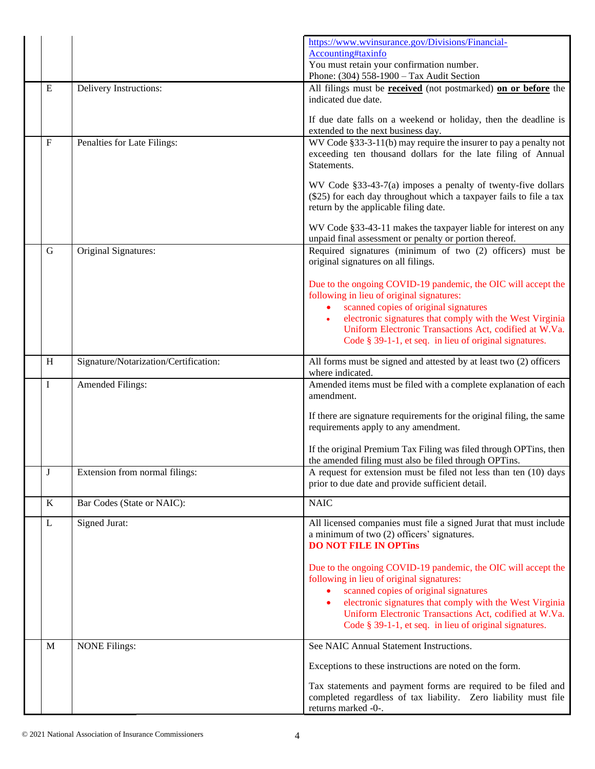| | | |
|---|---|---|
| | | https://www.wvinsurance.gov/Divisions/Financial-Accounting#taxinfo<br>You must retain your confirmation number.<br>Phone: (304) 558-1900 – Tax Audit Section |
| E | Delivery Instructions: | All filings must be **received** (not postmarked) **on or before** the indicated due date.<br><br>If due date falls on a weekend or holiday, then the deadline is extended to the next business day. |
| F | Penalties for Late Filings: | WV Code §33-3-11(b) may require the insurer to pay a penalty not exceeding ten thousand dollars for the late filing of Annual Statements.<br><br>WV Code §33-43-7(a) imposes a penalty of twenty-five dollars ($25) for each day throughout which a taxpayer fails to file a tax return by the applicable filing date.<br><br>WV Code §33-43-11 makes the taxpayer liable for interest on any unpaid final assessment or penalty or portion thereof. |
| G | Original Signatures: | Required signatures (minimum of two (2) officers) must be original signatures on all filings.<br><br>Due to the ongoing COVID-19 pandemic, the OIC will accept the following in lieu of original signatures:<br>• scanned copies of original signatures<br>• electronic signatures that comply with the West Virginia Uniform Electronic Transactions Act, codified at W.Va. Code § 39-1-1, et seq. in lieu of original signatures. |
| H | Signature/Notarization/Certification: | All forms must be signed and attested by at least two (2) officers where indicated. |
| I | Amended Filings: | Amended items must be filed with a complete explanation of each amendment.<br><br>If there are signature requirements for the original filing, the same requirements apply to any amendment.<br><br>If the original Premium Tax Filing was filed through OPTins, then the amended filing must also be filed through OPTins. |
| J | Extension from normal filings: | A request for extension must be filed not less than ten (10) days prior to due date and provide sufficient detail. |
| K | Bar Codes (State or NAIC): | NAIC |
| L | Signed Jurat: | All licensed companies must file a signed Jurat that must include a minimum of two (2) officers' signatures.<br>**DO NOT FILE IN OPTins**<br><br>Due to the ongoing COVID-19 pandemic, the OIC will accept the following in lieu of original signatures:<br>• scanned copies of original signatures<br>• electronic signatures that comply with the West Virginia Uniform Electronic Transactions Act, codified at W.Va. Code § 39-1-1, et seq. in lieu of original signatures. |
| M | NONE Filings: | See NAIC Annual Statement Instructions.<br><br>Exceptions to these instructions are noted on the form.<br><br>Tax statements and payment forms are required to be filed and completed regardless of tax liability. Zero liability must file returns marked -0-. |

© 2021 National Association of Insurance Commissioners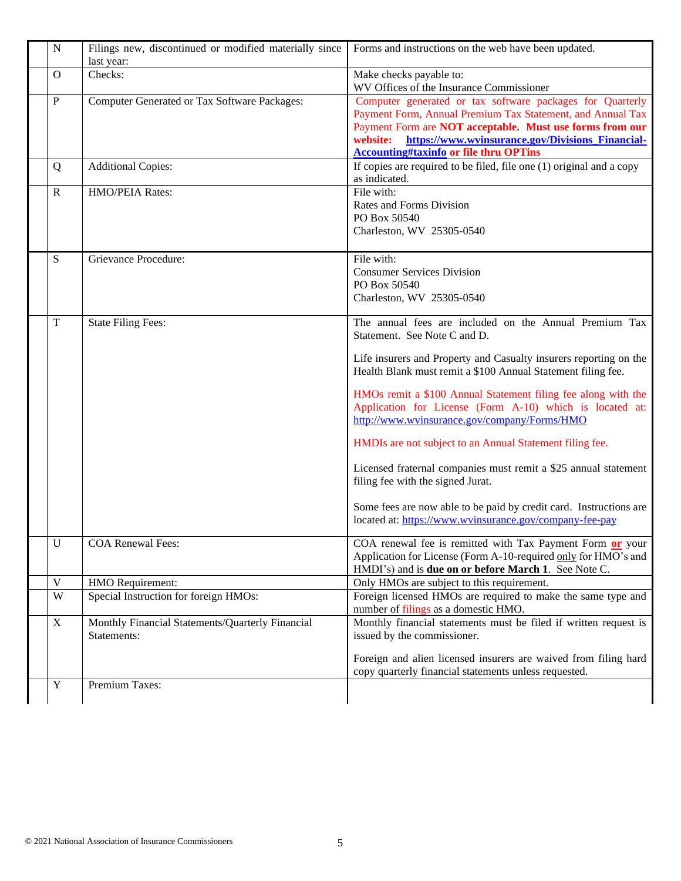| | | |
|---|---|---|
| N | Filings new, discontinued or modified materially since last year: | Forms and instructions on the web have been updated. |
| O | Checks: | Make checks payable to:<br>WV Offices of the Insurance Commissioner |
| P | Computer Generated or Tax Software Packages: | Computer generated or tax software packages for Quarterly Payment Form, Annual Premium Tax Statement, and Annual Tax Payment Form are **NOT acceptable. Must use forms from our website: https://www.wvinsurance.gov/Divisions_Financial-Accounting#taxinfo or file thru OPTins** |
| Q | Additional Copies: | If copies are required to be filed, file one (1) original and a copy as indicated. |
| R | HMO/PEIA Rates: | File with:<br>Rates and Forms Division<br>PO Box 50540<br>Charleston, WV 25305-0540 |
| S | Grievance Procedure: | File with:<br>Consumer Services Division<br>PO Box 50540<br>Charleston, WV 25305-0540 |
| T | State Filing Fees: | The annual fees are included on the Annual Premium Tax Statement. See Note C and D.<br><br>Life insurers and Property and Casualty insurers reporting on the Health Blank must remit a $100 Annual Statement filing fee.<br><br>HMOs remit a $100 Annual Statement filing fee along with the Application for License (Form A-10) which is located at: http://www.wvinsurance.gov/company/Forms/HMO<br><br>HMDIs are not subject to an Annual Statement filing fee.<br><br>Licensed fraternal companies must remit a $25 annual statement filing fee with the signed Jurat.<br><br>Some fees are now able to be paid by credit card. Instructions are located at: https://www.wvinsurance.gov/company-fee-pay |
| U | COA Renewal Fees: | COA renewal fee is remitted with Tax Payment Form **or** your Application for License (Form A-10-required only for HMO's and HMDI's) and is **due on or before March 1**. See Note C. |
| V | HMO Requirement: | Only HMOs are subject to this requirement. |
| W | Special Instruction for foreign HMOs: | Foreign licensed HMOs are required to make the same type and number of filings as a domestic HMO. |
| X | Monthly Financial Statements/Quarterly Financial Statements: | Monthly financial statements must be filed if written request is issued by the commissioner.<br><br>Foreign and alien licensed insurers are waived from filing hard copy quarterly financial statements unless requested. |
| Y | Premium Taxes: | |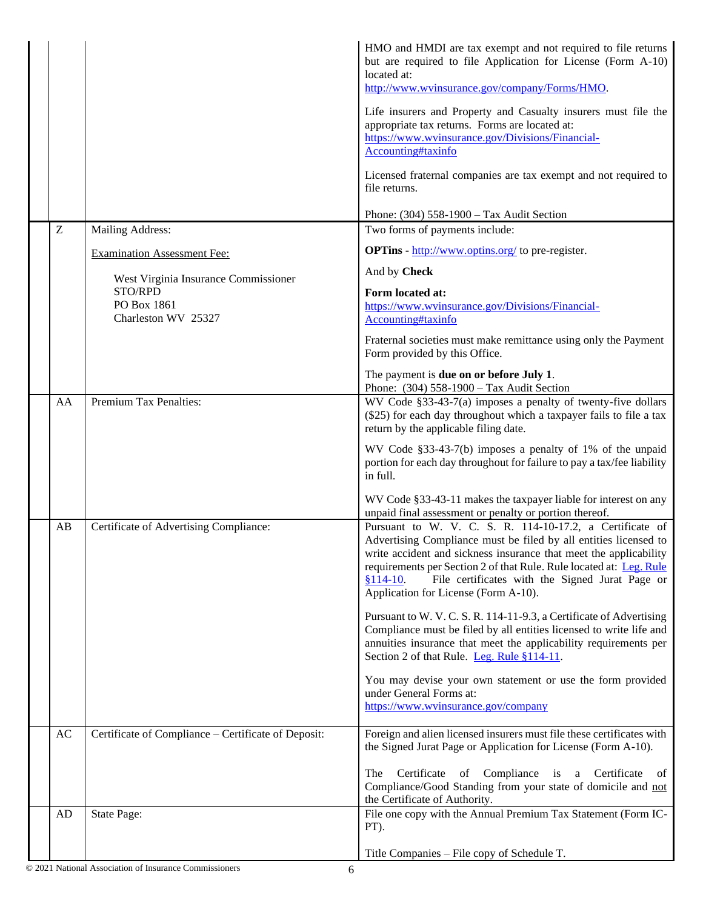| | | |
|---|---|---|
| | | HMO and HMDI are tax exempt and not required to file returns but are required to file Application for License (Form A-10) located at: http://www.wvinsurance.gov/company/Forms/HMO.<br><br>Life insurers and Property and Casualty insurers must file the appropriate tax returns. Forms are located at: https://www.wvinsurance.gov/Divisions/Financial-Accounting#taxinfo<br><br>Licensed fraternal companies are tax exempt and not required to file returns.<br><br>Phone: (304) 558-1900 – Tax Audit Section |
| Z | Mailing Address:<br><br>Examination Assessment Fee:<br><br>West Virginia Insurance Commissioner<br>STO/RPD<br>PO Box 1861<br>Charleston WV 25327 | Two forms of payments include:<br><br>**OPTins** - http://www.optins.org/ to pre-register.<br><br>And by **Check**<br><br>**Form located at:**<br>https://www.wvinsurance.gov/Divisions/Financial-Accounting#taxinfo<br><br>Fraternal societies must make remittance using only the Payment Form provided by this Office.<br><br>The payment is **due on or before July 1**.<br>Phone: (304) 558-1900 – Tax Audit Section |
| AA | Premium Tax Penalties: | WV Code §33-43-7(a) imposes a penalty of twenty-five dollars ($25) for each day throughout which a taxpayer fails to file a tax return by the applicable filing date.<br><br>WV Code §33-43-7(b) imposes a penalty of 1% of the unpaid portion for each day throughout for failure to pay a tax/fee liability in full.<br><br>WV Code §33-43-11 makes the taxpayer liable for interest on any unpaid final assessment or penalty or portion thereof. |
| AB | Certificate of Advertising Compliance: | Pursuant to W. V. C. S. R. 114-10-17.2, a Certificate of Advertising Compliance must be filed by all entities licensed to write accident and sickness insurance that meet the applicability requirements per Section 2 of that Rule. Rule located at: Leg. Rule §114-10. File certificates with the Signed Jurat Page or Application for License (Form A-10).<br><br>Pursuant to W. V. C. S. R. 114-11-9.3, a Certificate of Advertising Compliance must be filed by all entities licensed to write life and annuities insurance that meet the applicability requirements per Section 2 of that Rule. Leg. Rule §114-11.<br><br>You may devise your own statement or use the form provided under General Forms at: https://www.wvinsurance.gov/company |
| AC | Certificate of Compliance – Certificate of Deposit: | Foreign and alien licensed insurers must file these certificates with the Signed Jurat Page or Application for License (Form A-10).<br><br>The Certificate of Compliance is a Certificate of Compliance/Good Standing from your state of domicile and not the Certificate of Authority. |
| AD | State Page: | File one copy with the Annual Premium Tax Statement (Form IC-PT).<br><br>Title Companies – File copy of Schedule T. |

© 2021 National Association of Insurance Commissioners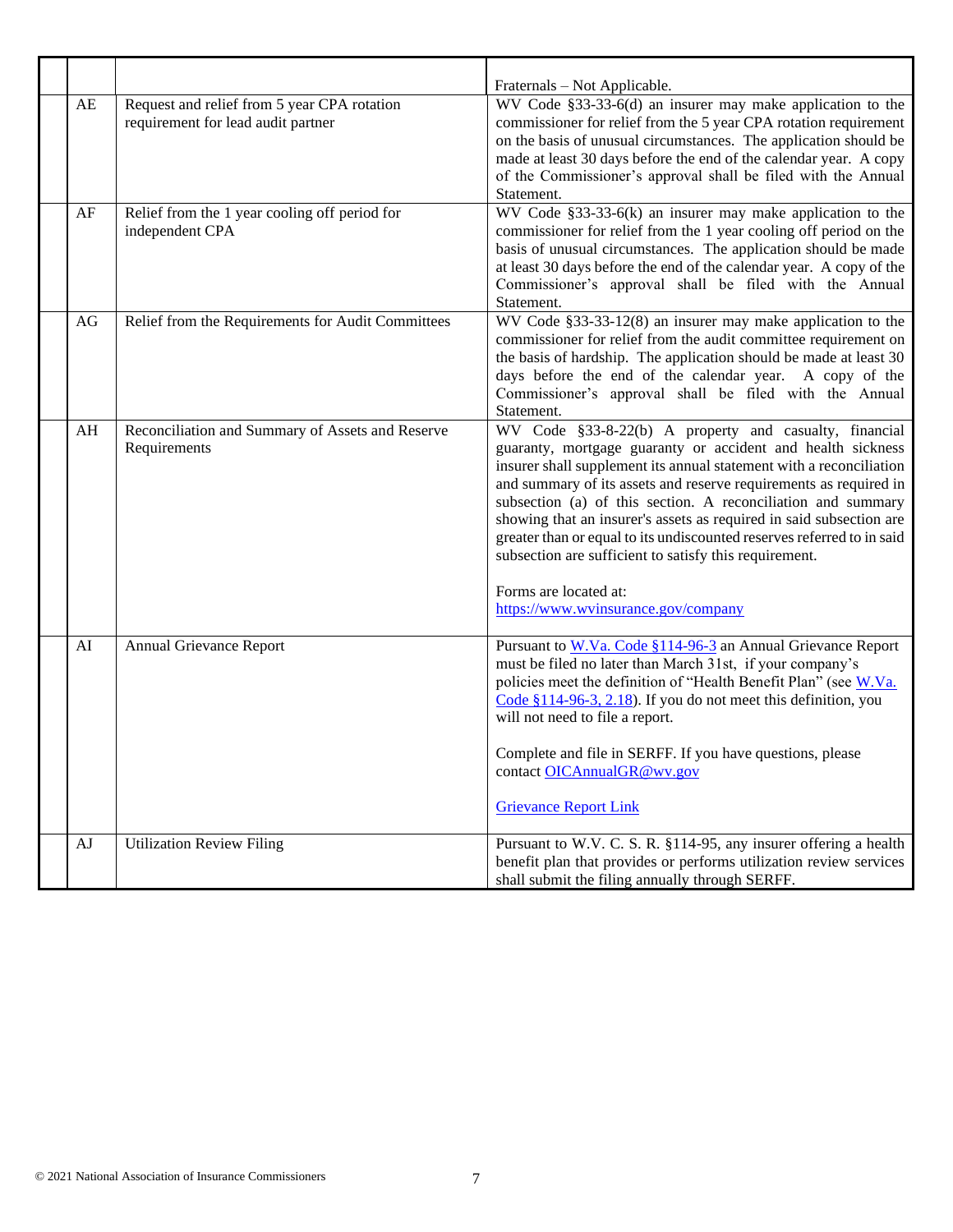| | | | |
|---|---|---|---|
| | | | Fraternals – Not Applicable. |
| | AE | Request and relief from 5 year CPA rotation requirement for lead audit partner | WV Code §33-33-6(d) an insurer may make application to the commissioner for relief from the 5 year CPA rotation requirement on the basis of unusual circumstances. The application should be made at least 30 days before the end of the calendar year. A copy of the Commissioner's approval shall be filed with the Annual Statement. |
| | AF | Relief from the 1 year cooling off period for independent CPA | WV Code §33-33-6(k) an insurer may make application to the commissioner for relief from the 1 year cooling off period on the basis of unusual circumstances. The application should be made at least 30 days before the end of the calendar year. A copy of the Commissioner's approval shall be filed with the Annual Statement. |
| | AG | Relief from the Requirements for Audit Committees | WV Code §33-33-12(8) an insurer may make application to the commissioner for relief from the audit committee requirement on the basis of hardship. The application should be made at least 30 days before the end of the calendar year. A copy of the Commissioner's approval shall be filed with the Annual Statement. |
| | AH | Reconciliation and Summary of Assets and Reserve Requirements | WV Code §33-8-22(b) A property and casualty, financial guaranty, mortgage guaranty or accident and health sickness insurer shall supplement its annual statement with a reconciliation and summary of its assets and reserve requirements as required in subsection (a) of this section. A reconciliation and summary showing that an insurer's assets as required in said subsection are greater than or equal to its undiscounted reserves referred to in said subsection are sufficient to satisfy this requirement.<br><br>Forms are located at:<br>https://www.wvinsurance.gov/company |
| | AI | Annual Grievance Report | Pursuant to W.Va. Code §114-96-3 an Annual Grievance Report must be filed no later than March 31st, if your company's policies meet the definition of "Health Benefit Plan" (see W.Va. Code §114-96-3, 2.18). If you do not meet this definition, you will not need to file a report.<br><br>Complete and file in SERFF. If you have questions, please contact OICAnnualGR@wv.gov<br><br>Grievance Report Link |
| | AJ | Utilization Review Filing | Pursuant to W.V. C. S. R. §114-95, any insurer offering a health benefit plan that provides or performs utilization review services shall submit the filing annually through SERFF. |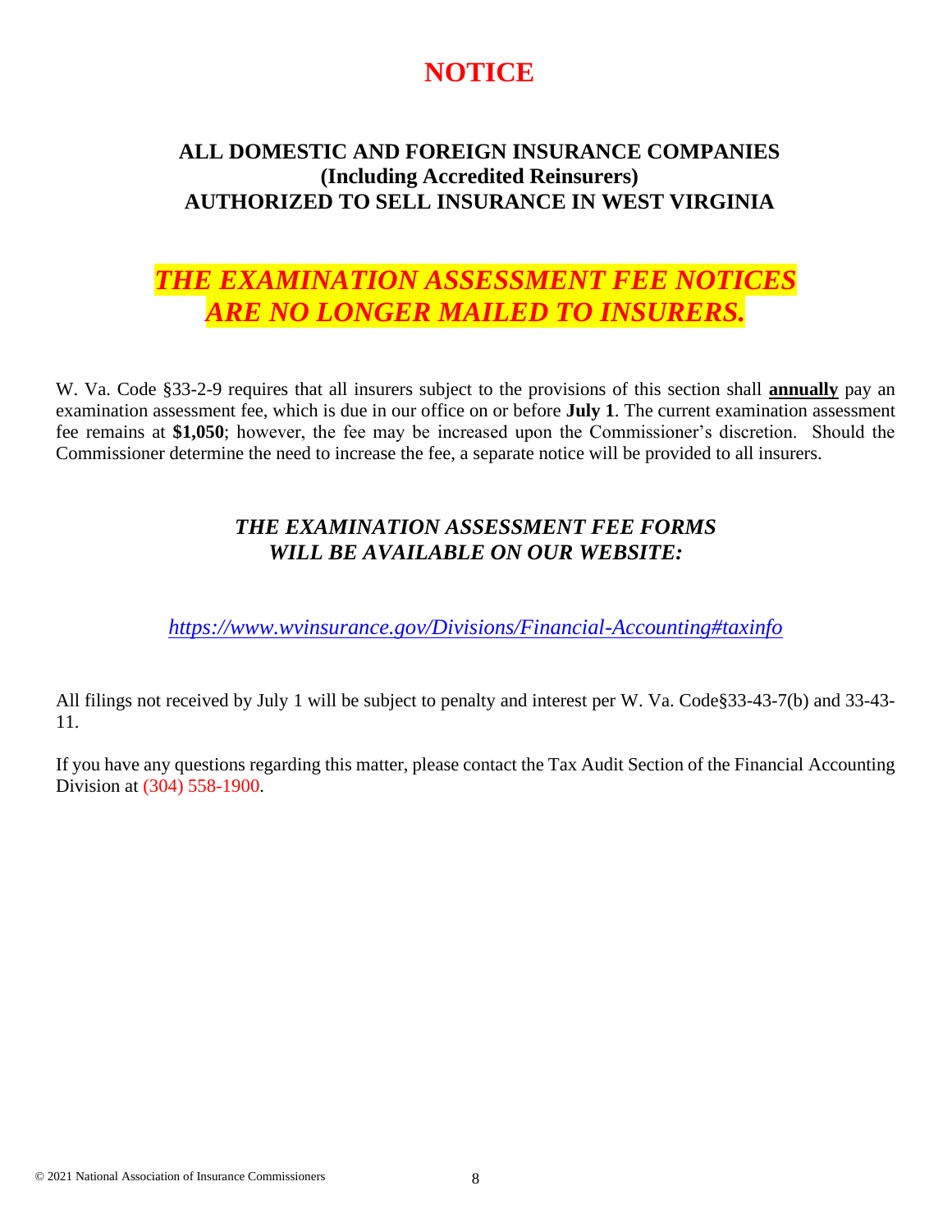# NOTICE

## ALL DOMESTIC AND FOREIGN INSURANCE COMPANIES (Including Accredited Reinsurers) AUTHORIZED TO SELL INSURANCE IN WEST VIRGINIA

## *THE EXAMINATION ASSESSMENT FEE NOTICES ARE NO LONGER MAILED TO INSURERS.*

W. Va. Code §33-2-9 requires that all insurers subject to the provisions of this section shall **annually** pay an examination assessment fee, which is due in our office on or before **July 1**. The current examination assessment fee remains at **$1,050**; however, the fee may be increased upon the Commissioner's discretion. Should the Commissioner determine the need to increase the fee, a separate notice will be provided to all insurers.

### *THE EXAMINATION ASSESSMENT FEE FORMS WILL BE AVAILABLE ON OUR WEBSITE:*

*https://www.wvinsurance.gov/Divisions/Financial-Accounting#taxinfo*

All filings not received by July 1 will be subject to penalty and interest per W. Va. Code§33-43-7(b) and 33-43-11.

If you have any questions regarding this matter, please contact the Tax Audit Section of the Financial Accounting Division at (304) 558-1900.